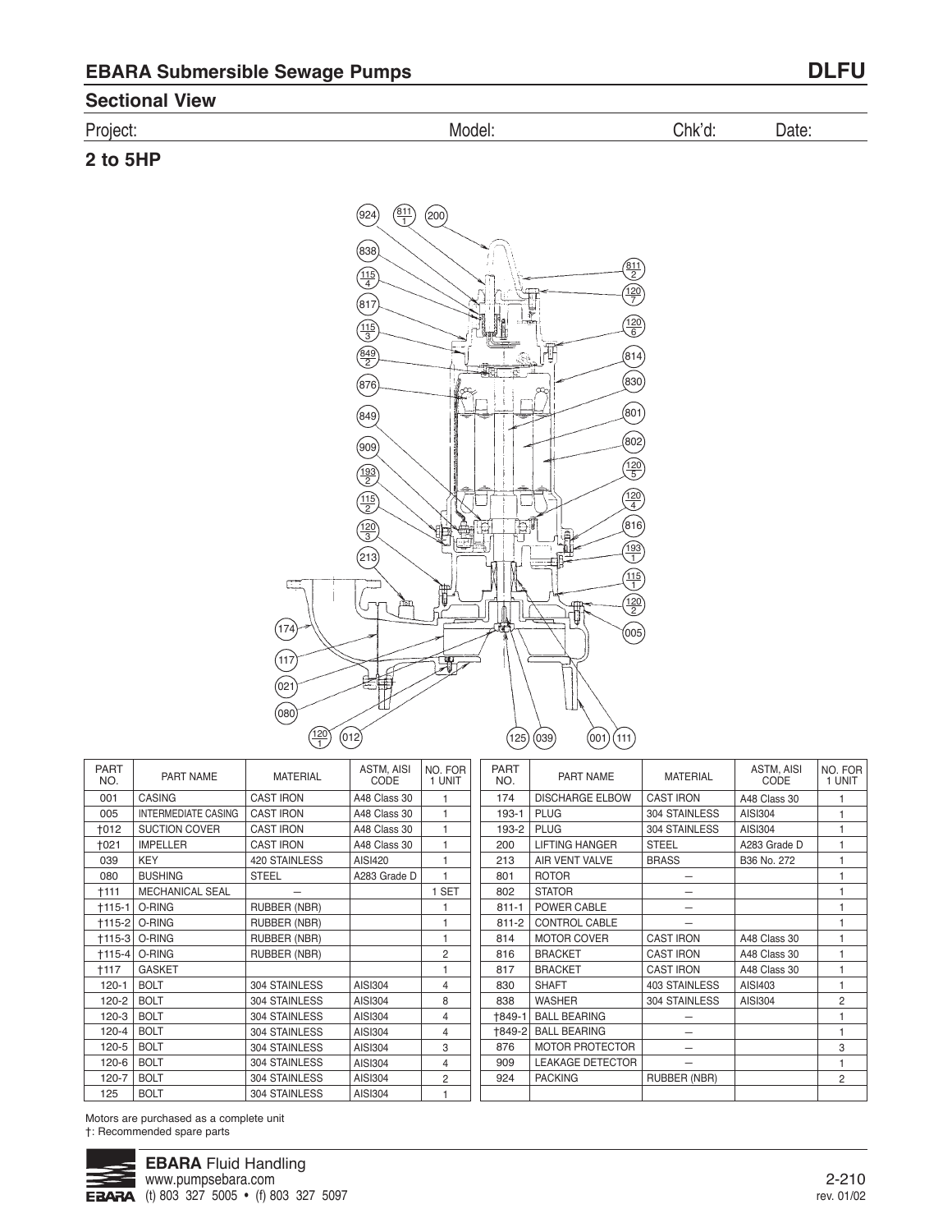## EBARA Submersible Sewage Pumps

**DLFU**

### Sectional View

Project: Model: Chk'd: Date:

### 2 to 5HP

| PART NO. | PART NAME | MATERIAL | ASTM, AISI CODE | NO. FOR 1 UNIT |
|---|---|---|---|---|
| 001 | CASING | CAST IRON | A48 Class 30 | 1 |
| 005 | INTERMEDIATE CASING | CAST IRON | A48 Class 30 | 1 |
| †012 | SUCTION COVER | CAST IRON | A48 Class 30 | 1 |
| †021 | IMPELLER | CAST IRON | A48 Class 30 | 1 |
| 039 | KEY | 420 STAINLESS | AISI420 | 1 |
| 080 | BUSHING | STEEL | A283 Grade D | 1 |
| †111 | MECHANICAL SEAL | – | | 1 SET |
| †115-1 | O-RING | RUBBER (NBR) | | 1 |
| †115-2 | O-RING | RUBBER (NBR) | | 1 |
| †115-3 | O-RING | RUBBER (NBR) | | 1 |
| †115-4 | O-RING | RUBBER (NBR) | | 2 |
| †117 | GASKET | | | 1 |
| 120-1 | BOLT | 304 STAINLESS | AISI304 | 4 |
| 120-2 | BOLT | 304 STAINLESS | AISI304 | 8 |
| 120-3 | BOLT | 304 STAINLESS | AISI304 | 4 |
| 120-4 | BOLT | 304 STAINLESS | AISI304 | 4 |
| 120-5 | BOLT | 304 STAINLESS | AISI304 | 3 |
| 120-6 | BOLT | 304 STAINLESS | AISI304 | 4 |
| 120-7 | BOLT | 304 STAINLESS | AISI304 | 2 |
| 125 | BOLT | 304 STAINLESS | AISI304 | 1 |
| 174 | DISCHARGE ELBOW | CAST IRON | A48 Class 30 | 1 |
| 193-1 | PLUG | 304 STAINLESS | AISI304 | 1 |
| 193-2 | PLUG | 304 STAINLESS | AISI304 | 1 |
| 200 | LIFTING HANGER | STEEL | A283 Grade D | 1 |
| 213 | AIR VENT VALVE | BRASS | B36 No. 272 | 1 |
| 801 | ROTOR | – | | 1 |
| 802 | STATOR | – | | 1 |
| 811-1 | POWER CABLE | – | | 1 |
| 811-2 | CONTROL CABLE | – | | 1 |
| 814 | MOTOR COVER | CAST IRON | A48 Class 30 | 1 |
| 816 | BRACKET | CAST IRON | A48 Class 30 | 1 |
| 817 | BRACKET | CAST IRON | A48 Class 30 | 1 |
| 830 | SHAFT | 403 STAINLESS | AISI403 | 1 |
| 838 | WASHER | 304 STAINLESS | AISI304 | 2 |
| †849-1 | BALL BEARING | – | | 1 |
| †849-2 | BALL BEARING | – | | 1 |
| 876 | MOTOR PROTECTOR | – | | 3 |
| 909 | LEAKAGE DETECTOR | – | | 1 |
| 924 | PACKING | RUBBER (NBR) | | 2 |

Motors are purchased as a complete unit

†: Recommended spare parts

**EBARA** Fluid Handling
www.pumpsebara.com
(t) 803 327 5005 • (f) 803 327 5097

2-210
rev. 01/02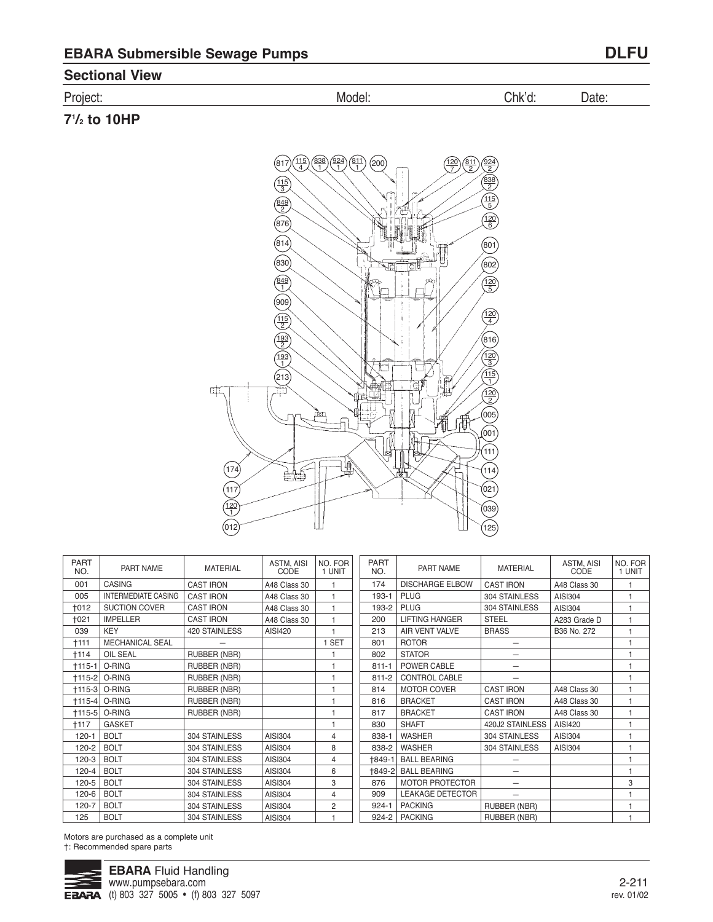## EBARA Submersible Sewage Pumps

**DLFU**

## Sectional View

Project: Model: Chk'd: Date:

### 7½ to 10HP

| PART NO. | PART NAME | MATERIAL | ASTM, AISI CODE | NO. FOR 1 UNIT |
|---|---|---|---|---|
| 001 | CASING | CAST IRON | A48 Class 30 | 1 |
| 005 | INTERMEDIATE CASING | CAST IRON | A48 Class 30 | 1 |
| †012 | SUCTION COVER | CAST IRON | A48 Class 30 | 1 |
| †021 | IMPELLER | CAST IRON | A48 Class 30 | 1 |
| 039 | KEY | 420 STAINLESS | AISI420 | 1 |
| †111 | MECHANICAL SEAL | – | | 1 SET |
| †114 | OIL SEAL | RUBBER (NBR) | | 1 |
| †115-1 | O-RING | RUBBER (NBR) | | 1 |
| †115-2 | O-RING | RUBBER (NBR) | | 1 |
| †115-3 | O-RING | RUBBER (NBR) | | 1 |
| †115-4 | O-RING | RUBBER (NBR) | | 1 |
| †115-5 | O-RING | RUBBER (NBR) | | 1 |
| †117 | GASKET | | | 1 |
| 120-1 | BOLT | 304 STAINLESS | AISI304 | 4 |
| 120-2 | BOLT | 304 STAINLESS | AISI304 | 8 |
| 120-3 | BOLT | 304 STAINLESS | AISI304 | 4 |
| 120-4 | BOLT | 304 STAINLESS | AISI304 | 6 |
| 120-5 | BOLT | 304 STAINLESS | AISI304 | 3 |
| 120-6 | BOLT | 304 STAINLESS | AISI304 | 4 |
| 120-7 | BOLT | 304 STAINLESS | AISI304 | 2 |
| 125 | BOLT | 304 STAINLESS | AISI304 | 1 |
| 174 | DISCHARGE ELBOW | CAST IRON | A48 Class 30 | 1 |
| 193-1 | PLUG | 304 STAINLESS | AISI304 | 1 |
| 193-2 | PLUG | 304 STAINLESS | AISI304 | 1 |
| 200 | LIFTING HANGER | STEEL | A283 Grade D | 1 |
| 213 | AIR VENT VALVE | BRASS | B36 No. 272 | 1 |
| 801 | ROTOR | – | | 1 |
| 802 | STATOR | – | | 1 |
| 811-1 | POWER CABLE | – | | 1 |
| 811-2 | CONTROL CABLE | – | | 1 |
| 814 | MOTOR COVER | CAST IRON | A48 Class 30 | 1 |
| 816 | BRACKET | CAST IRON | A48 Class 30 | 1 |
| 817 | BRACKET | CAST IRON | A48 Class 30 | 1 |
| 830 | SHAFT | 420J2 STAINLESS | AISI420 | 1 |
| 838-1 | WASHER | 304 STAINLESS | AISI304 | 1 |
| 838-2 | WASHER | 304 STAINLESS | AISI304 | 1 |
| †849-1 | BALL BEARING | – | | 1 |
| †849-2 | BALL BEARING | – | | 1 |
| 876 | MOTOR PROTECTOR | – | | 3 |
| 909 | LEAKAGE DETECTOR | – | | 1 |
| 924-1 | PACKING | RUBBER (NBR) | | 1 |
| 924-2 | PACKING | RUBBER (NBR) | | 1 |

Motors are purchased as a complete unit

†: Recommended spare parts

**EBARA** Fluid Handling
www.pumpsebara.com
(t) 803 327 5005 • (f) 803 327 5097

rev. 01/02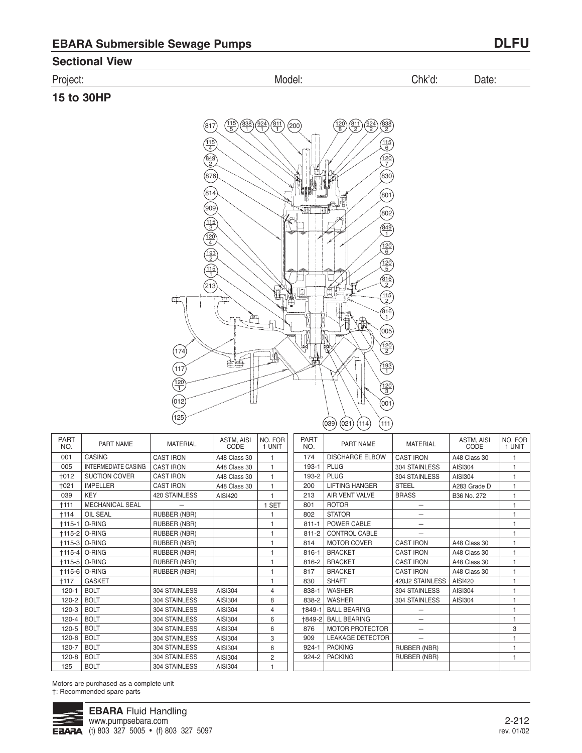## EBARA Submersible Sewage Pumps

# DLFU

## Sectional View

Project: Model: Chk'd: Date:

### 15 to 30HP

| PART NO. | PART NAME | MATERIAL | ASTM, AISI CODE | NO. FOR 1 UNIT |
|---|---|---|---|---|
| 001 | CASING | CAST IRON | A48 Class 30 | 1 |
| 005 | INTERMEDIATE CASING | CAST IRON | A48 Class 30 | 1 |
| †012 | SUCTION COVER | CAST IRON | A48 Class 30 | 1 |
| †021 | IMPELLER | CAST IRON | A48 Class 30 | 1 |
| 039 | KEY | 420 STAINLESS | AISI420 | 1 |
| †111 | MECHANICAL SEAL | – | | 1 SET |
| †114 | OIL SEAL | RUBBER (NBR) | | 1 |
| †115-1 | O-RING | RUBBER (NBR) | | 1 |
| †115-2 | O-RING | RUBBER (NBR) | | 1 |
| †115-3 | O-RING | RUBBER (NBR) | | 1 |
| †115-4 | O-RING | RUBBER (NBR) | | 1 |
| †115-5 | O-RING | RUBBER (NBR) | | 1 |
| †115-6 | O-RING | RUBBER (NBR) | | 1 |
| †117 | GASKET | | | 1 |
| 120-1 | BOLT | 304 STAINLESS | AISI304 | 4 |
| 120-2 | BOLT | 304 STAINLESS | AISI304 | 8 |
| 120-3 | BOLT | 304 STAINLESS | AISI304 | 4 |
| 120-4 | BOLT | 304 STAINLESS | AISI304 | 6 |
| 120-5 | BOLT | 304 STAINLESS | AISI304 | 6 |
| 120-6 | BOLT | 304 STAINLESS | AISI304 | 3 |
| 120-7 | BOLT | 304 STAINLESS | AISI304 | 6 |
| 120-8 | BOLT | 304 STAINLESS | AISI304 | 2 |
| 125 | BOLT | 304 STAINLESS | AISI304 | 1 |
| 174 | DISCHARGE ELBOW | CAST IRON | A48 Class 30 | 1 |
| 193-1 | PLUG | 304 STAINLESS | AISI304 | 1 |
| 193-2 | PLUG | 304 STAINLESS | AISI304 | 1 |
| 200 | LIFTING HANGER | STEEL | A283 Grade D | 1 |
| 213 | AIR VENT VALVE | BRASS | B36 No. 272 | 1 |
| 801 | ROTOR | – | | 1 |
| 802 | STATOR | – | | 1 |
| 811-1 | POWER CABLE | – | | 1 |
| 811-2 | CONTROL CABLE | – | | 1 |
| 814 | MOTOR COVER | CAST IRON | A48 Class 30 | 1 |
| 816-1 | BRACKET | CAST IRON | A48 Class 30 | 1 |
| 816-2 | BRACKET | CAST IRON | A48 Class 30 | 1 |
| 817 | BRACKET | CAST IRON | A48 Class 30 | 1 |
| 830 | SHAFT | 420J2 STAINLESS | AISI420 | 1 |
| 838-1 | WASHER | 304 STAINLESS | AISI304 | 1 |
| 838-2 | WASHER | 304 STAINLESS | AISI304 | 1 |
| †849-1 | BALL BEARING | – | | 1 |
| †849-2 | BALL BEARING | – | | 1 |
| 876 | MOTOR PROTECTOR | – | | 3 |
| 909 | LEAKAGE DETECTOR | – | | 1 |
| 924-1 | PACKING | RUBBER (NBR) | | 1 |
| 924-2 | PACKING | RUBBER (NBR) | | 1 |

Motors are purchased as a complete unit

†: Recommended spare parts

**EBARA** Fluid Handling
www.pumpsebara.com
(t) 803 327 5005 • (f) 803 327 5097

2-212
rev. 01/02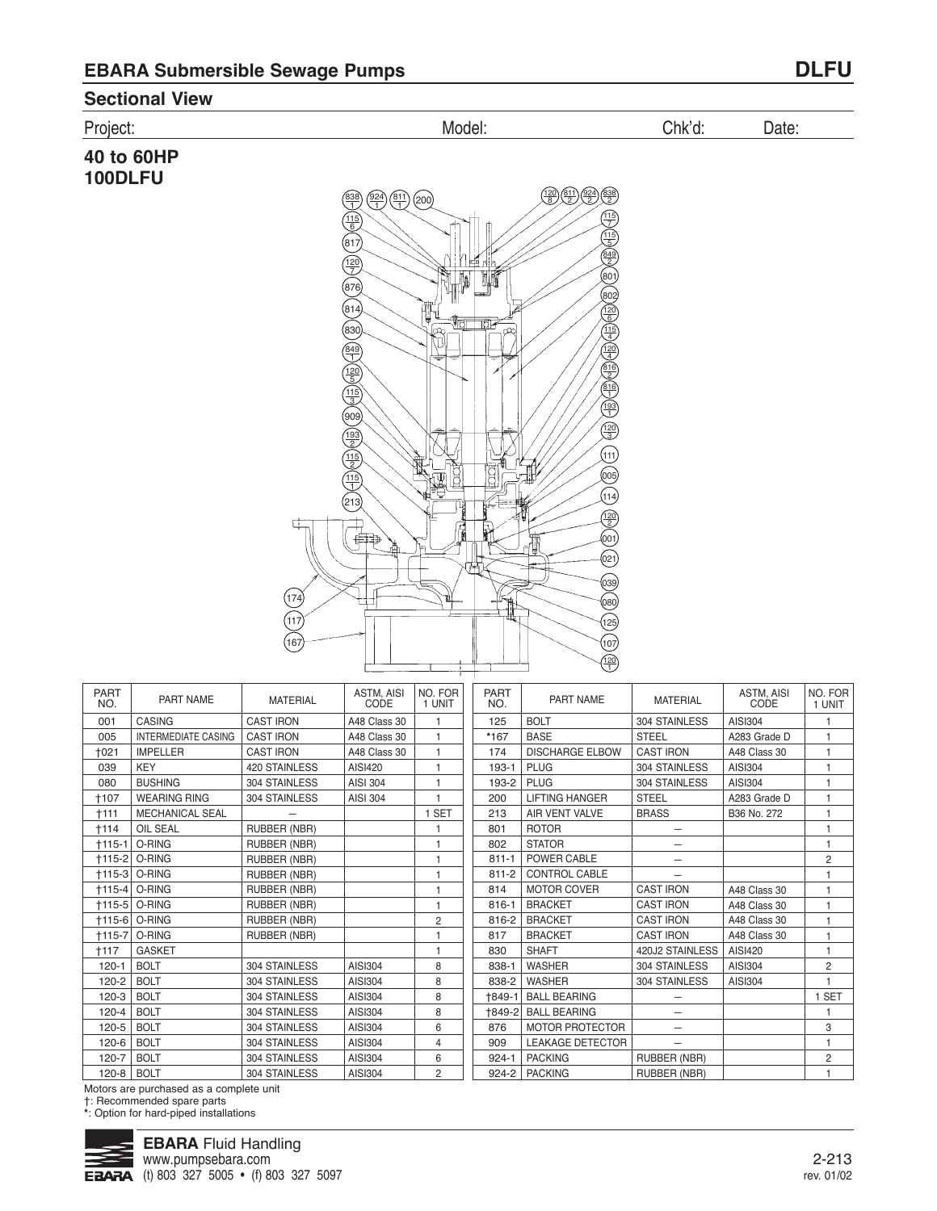## EBARA Submersible Sewage Pumps — DLFU

## Sectional View

Project: Model: Chk'd: Date:

### 40 to 60HP 100DLFU

| PART NO. | PART NAME | MATERIAL | ASTM, AISI CODE | NO. FOR 1 UNIT |
|---|---|---|---|---|
| 001 | CASING | CAST IRON | A48 Class 30 | 1 |
| 005 | INTERMEDIATE CASING | CAST IRON | A48 Class 30 | 1 |
| †021 | IMPELLER | CAST IRON | A48 Class 30 | 1 |
| 039 | KEY | 420 STAINLESS | AISI420 | 1 |
| 080 | BUSHING | 304 STAINLESS | AISI 304 | 1 |
| †107 | WEARING RING | 304 STAINLESS | AISI 304 | 1 |
| †111 | MECHANICAL SEAL | – | | 1 SET |
| †114 | OIL SEAL | RUBBER (NBR) | | 1 |
| †115-1 | O-RING | RUBBER (NBR) | | 1 |
| †115-2 | O-RING | RUBBER (NBR) | | 1 |
| †115-3 | O-RING | RUBBER (NBR) | | 1 |
| †115-4 | O-RING | RUBBER (NBR) | | 1 |
| †115-5 | O-RING | RUBBER (NBR) | | 1 |
| †115-6 | O-RING | RUBBER (NBR) | | 2 |
| †115-7 | O-RING | RUBBER (NBR) | | 1 |
| †117 | GASKET | | | 1 |
| 120-1 | BOLT | 304 STAINLESS | AISI304 | 8 |
| 120-2 | BOLT | 304 STAINLESS | AISI304 | 8 |
| 120-3 | BOLT | 304 STAINLESS | AISI304 | 8 |
| 120-4 | BOLT | 304 STAINLESS | AISI304 | 8 |
| 120-5 | BOLT | 304 STAINLESS | AISI304 | 6 |
| 120-6 | BOLT | 304 STAINLESS | AISI304 | 4 |
| 120-7 | BOLT | 304 STAINLESS | AISI304 | 6 |
| 120-8 | BOLT | 304 STAINLESS | AISI304 | 2 |
| 125 | BOLT | 304 STAINLESS | AISI304 | 1 |
| *167 | BASE | STEEL | A283 Grade D | 1 |
| 174 | DISCHARGE ELBOW | CAST IRON | A48 Class 30 | 1 |
| 193-1 | PLUG | 304 STAINLESS | AISI304 | 1 |
| 193-2 | PLUG | 304 STAINLESS | AISI304 | 1 |
| 200 | LIFTING HANGER | STEEL | A283 Grade D | 1 |
| 213 | AIR VENT VALVE | BRASS | B36 No. 272 | 1 |
| 801 | ROTOR | – | | 1 |
| 802 | STATOR | – | | 1 |
| 811-1 | POWER CABLE | – | | 2 |
| 811-2 | CONTROL CABLE | – | | 1 |
| 814 | MOTOR COVER | CAST IRON | A48 Class 30 | 1 |
| 816-1 | BRACKET | CAST IRON | A48 Class 30 | 1 |
| 816-2 | BRACKET | CAST IRON | A48 Class 30 | 1 |
| 817 | BRACKET | CAST IRON | A48 Class 30 | 1 |
| 830 | SHAFT | 420J2 STAINLESS | AISI420 | 1 |
| 838-1 | WASHER | 304 STAINLESS | AISI304 | 2 |
| 838-2 | WASHER | 304 STAINLESS | AISI304 | 1 |
| †849-1 | BALL BEARING | – | | 1 SET |
| †849-2 | BALL BEARING | – | | 1 |
| 876 | MOTOR PROTECTOR | – | | 3 |
| 909 | LEAKAGE DETECTOR | – | | 1 |
| 924-1 | PACKING | RUBBER (NBR) | | 2 |
| 924-2 | PACKING | RUBBER (NBR) | | 1 |

Motors are purchased as a complete unit
†: Recommended spare parts
*: Option for hard-piped installations

**EBARA** Fluid Handling
www.pumpsebara.com
(t) 803 327 5005 • (f) 803 327 5097

rev. 01/02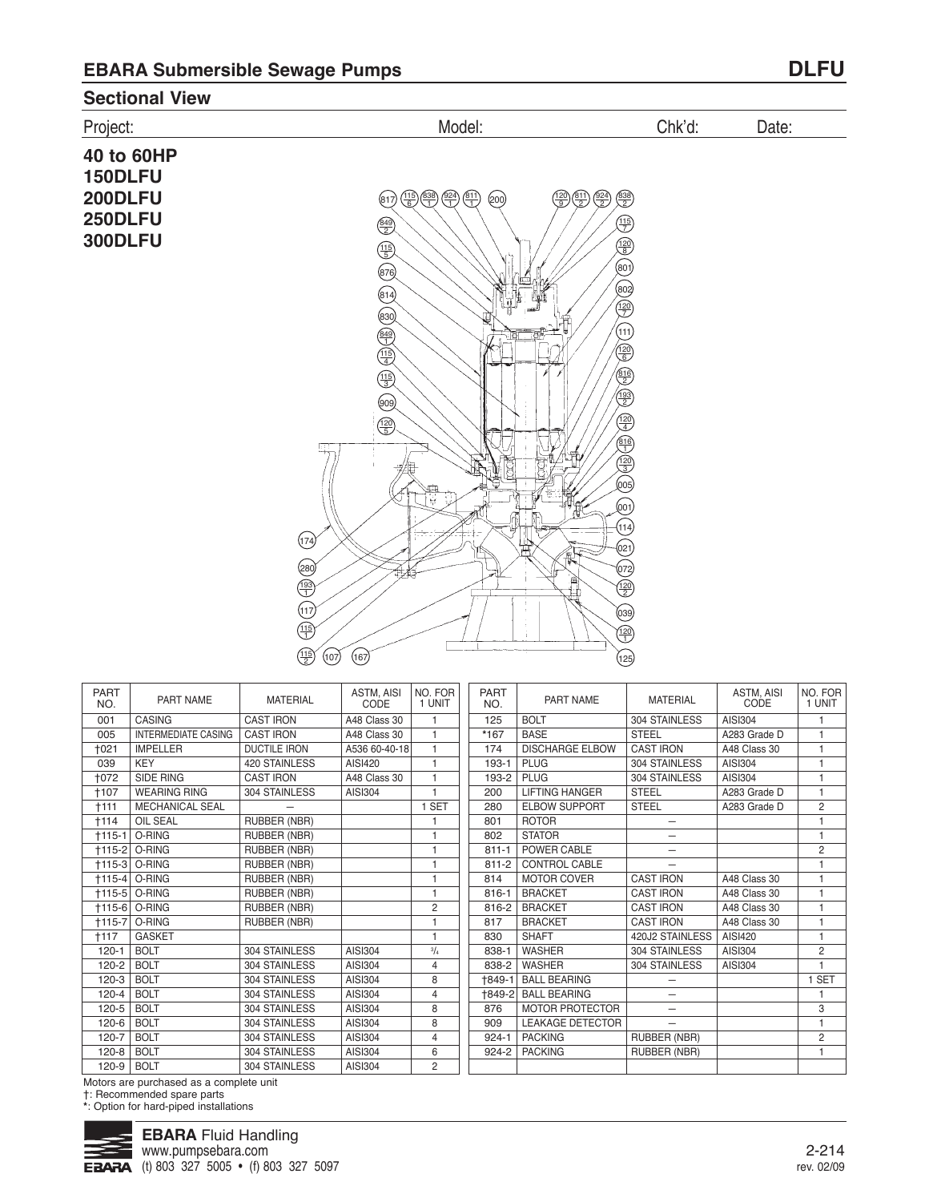## EBARA Submersible Sewage Pumps

**DLFU**

## Sectional View

Project: Model: Chk'd: Date:

**40 to 60HP**
**150DLFU**
**200DLFU**
**250DLFU**
**300DLFU**

817 115-6 838-1 924-1 811-1 200 120-9 811-2 924-2 838-2
849-2 115-7
115-5 120-8
876 801
814 802
830 120-7
849-1 111
115-4 120-6
115-3 816-2
909 193-2
120-5 120-4
816-1
120-3
005
001
174 114
021
280 072
193-1 120-2
117 039
115-1 120-1
115-2 107 167 125

| PART NO. | PART NAME | MATERIAL | ASTM, AISI CODE | NO. FOR 1 UNIT |
|---|---|---|---|---|
| 001 | CASING | CAST IRON | A48 Class 30 | 1 |
| 005 | INTERMEDIATE CASING | CAST IRON | A48 Class 30 | 1 |
| †021 | IMPELLER | DUCTILE IRON | A536 60-40-18 | 1 |
| 039 | KEY | 420 STAINLESS | AISI420 | 1 |
| †072 | SIDE RING | CAST IRON | A48 Class 30 | 1 |
| †107 | WEARING RING | 304 STAINLESS | AISI304 | 1 |
| †111 | MECHANICAL SEAL | — | | 1 SET |
| †114 | OIL SEAL | RUBBER (NBR) | | 1 |
| †115-1 | O-RING | RUBBER (NBR) | | 1 |
| †115-2 | O-RING | RUBBER (NBR) | | 1 |
| †115-3 | O-RING | RUBBER (NBR) | | 1 |
| †115-4 | O-RING | RUBBER (NBR) | | 1 |
| †115-5 | O-RING | RUBBER (NBR) | | 1 |
| †115-6 | O-RING | RUBBER (NBR) | | 2 |
| †115-7 | O-RING | RUBBER (NBR) | | 1 |
| †117 | GASKET | | | 1 |
| 120-1 | BOLT | 304 STAINLESS | AISI304 | 3/4 |
| 120-2 | BOLT | 304 STAINLESS | AISI304 | 4 |
| 120-3 | BOLT | 304 STAINLESS | AISI304 | 8 |
| 120-4 | BOLT | 304 STAINLESS | AISI304 | 4 |
| 120-5 | BOLT | 304 STAINLESS | AISI304 | 8 |
| 120-6 | BOLT | 304 STAINLESS | AISI304 | 8 |
| 120-7 | BOLT | 304 STAINLESS | AISI304 | 4 |
| 120-8 | BOLT | 304 STAINLESS | AISI304 | 6 |
| 120-9 | BOLT | 304 STAINLESS | AISI304 | 2 |
| 125 | BOLT | 304 STAINLESS | AISI304 | 1 |
| *167 | BASE | STEEL | A283 Grade D | 1 |
| 174 | DISCHARGE ELBOW | CAST IRON | A48 Class 30 | 1 |
| 193-1 | PLUG | 304 STAINLESS | AISI304 | 1 |
| 193-2 | PLUG | 304 STAINLESS | AISI304 | 1 |
| 200 | LIFTING HANGER | STEEL | A283 Grade D | 1 |
| 280 | ELBOW SUPPORT | STEEL | A283 Grade D | 2 |
| 801 | ROTOR | — | | 1 |
| 802 | STATOR | — | | 1 |
| 811-1 | POWER CABLE | — | | 2 |
| 811-2 | CONTROL CABLE | — | | 1 |
| 814 | MOTOR COVER | CAST IRON | A48 Class 30 | 1 |
| 816-1 | BRACKET | CAST IRON | A48 Class 30 | 1 |
| 816-2 | BRACKET | CAST IRON | A48 Class 30 | 1 |
| 817 | BRACKET | CAST IRON | A48 Class 30 | 1 |
| 830 | SHAFT | 420J2 STAINLESS | AISI420 | 1 |
| 838-1 | WASHER | 304 STAINLESS | AISI304 | 2 |
| 838-2 | WASHER | 304 STAINLESS | AISI304 | 1 |
| †849-1 | BALL BEARING | — | | 1 SET |
| †849-2 | BALL BEARING | — | | 1 |
| 876 | MOTOR PROTECTOR | — | | 3 |
| 909 | LEAKAGE DETECTOR | — | | 1 |
| 924-1 | PACKING | RUBBER (NBR) | | 2 |
| 924-2 | PACKING | RUBBER (NBR) | | 1 |

Motors are purchased as a complete unit
†: Recommended spare parts
*: Option for hard-piped installations

**EBARA** Fluid Handling
www.pumpsebara.com
(t) 803 327 5005 • (f) 803 327 5097

2-214
rev. 02/09